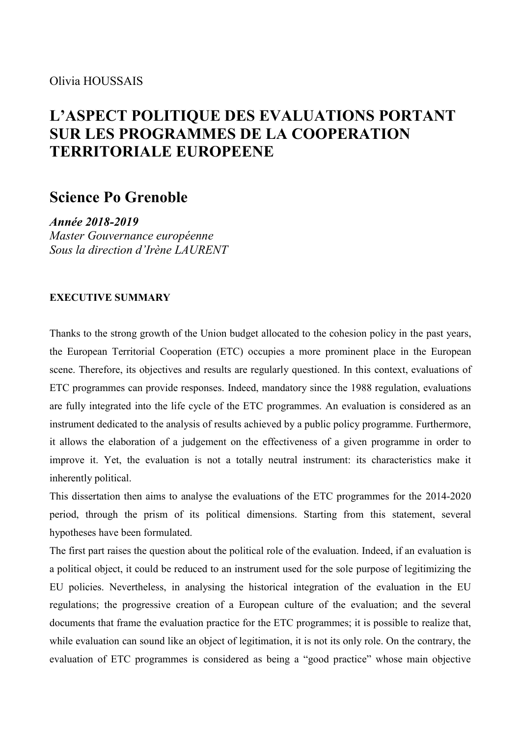Olivia HOUSSAIS

# L'ASPECT POLITIQUE DES EVALUATIONS PORTANT SUR LES PROGRAMMES DE LA COOPERATION TERRITORIALE EUROPEENE

## Science Po Grenoble

***Année 2018-2019***
*Master Gouvernance européenne*
*Sous la direction d'Irène LAURENT*

**EXECUTIVE SUMMARY**

Thanks to the strong growth of the Union budget allocated to the cohesion policy in the past years, the European Territorial Cooperation (ETC) occupies a more prominent place in the European scene. Therefore, its objectives and results are regularly questioned. In this context, evaluations of ETC programmes can provide responses. Indeed, mandatory since the 1988 regulation, evaluations are fully integrated into the life cycle of the ETC programmes. An evaluation is considered as an instrument dedicated to the analysis of results achieved by a public policy programme. Furthermore, it allows the elaboration of a judgement on the effectiveness of a given programme in order to improve it. Yet, the evaluation is not a totally neutral instrument: its characteristics make it inherently political.

This dissertation then aims to analyse the evaluations of the ETC programmes for the 2014-2020 period, through the prism of its political dimensions. Starting from this statement, several hypotheses have been formulated.

The first part raises the question about the political role of the evaluation. Indeed, if an evaluation is a political object, it could be reduced to an instrument used for the sole purpose of legitimizing the EU policies. Nevertheless, in analysing the historical integration of the evaluation in the EU regulations; the progressive creation of a European culture of the evaluation; and the several documents that frame the evaluation practice for the ETC programmes; it is possible to realize that, while evaluation can sound like an object of legitimation, it is not its only role. On the contrary, the evaluation of ETC programmes is considered as being a "good practice" whose main objective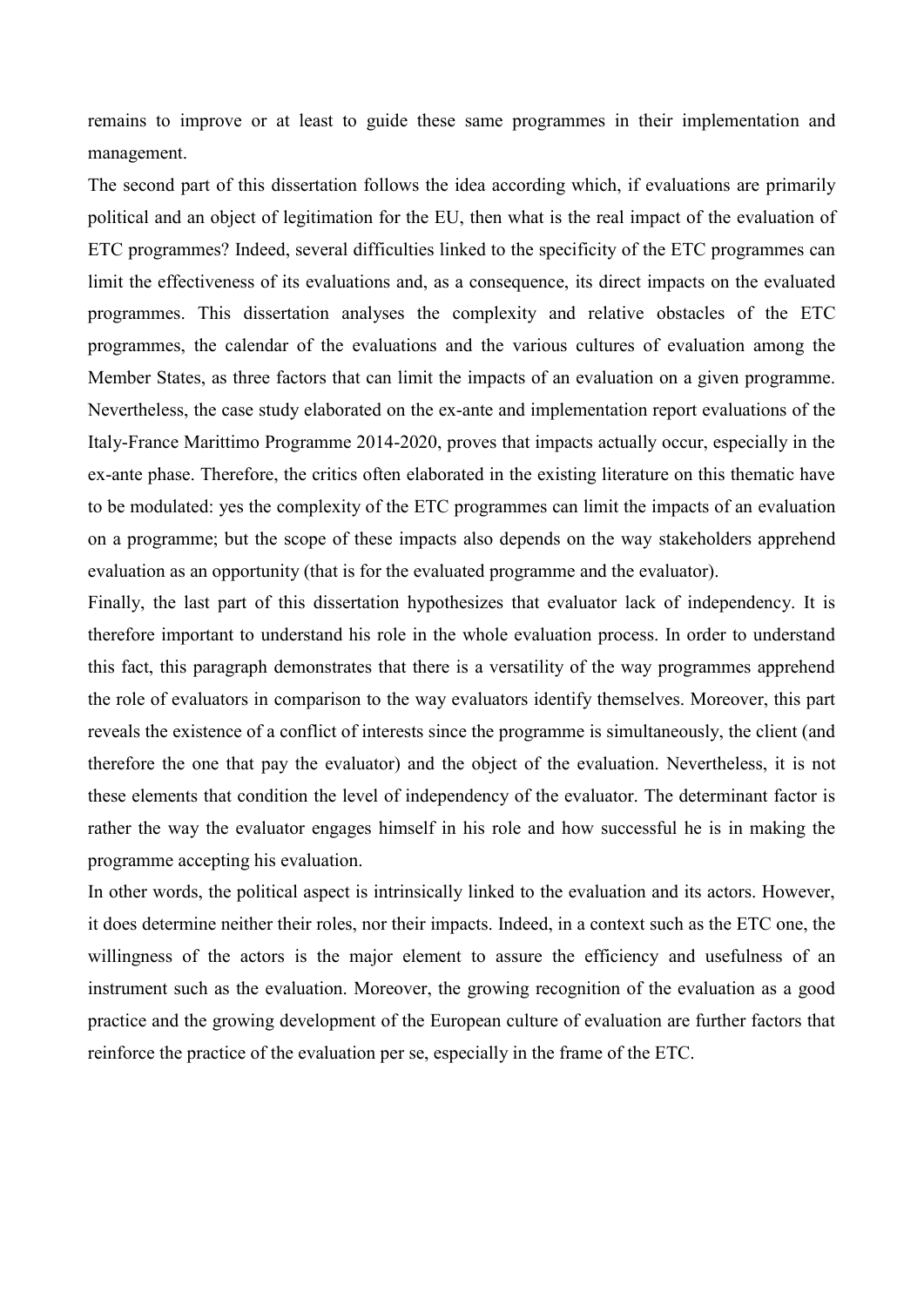remains to improve or at least to guide these same programmes in their implementation and management.

The second part of this dissertation follows the idea according which, if evaluations are primarily political and an object of legitimation for the EU, then what is the real impact of the evaluation of ETC programmes? Indeed, several difficulties linked to the specificity of the ETC programmes can limit the effectiveness of its evaluations and, as a consequence, its direct impacts on the evaluated programmes. This dissertation analyses the complexity and relative obstacles of the ETC programmes, the calendar of the evaluations and the various cultures of evaluation among the Member States, as three factors that can limit the impacts of an evaluation on a given programme. Nevertheless, the case study elaborated on the ex-ante and implementation report evaluations of the Italy-France Marittimo Programme 2014-2020, proves that impacts actually occur, especially in the ex-ante phase. Therefore, the critics often elaborated in the existing literature on this thematic have to be modulated: yes the complexity of the ETC programmes can limit the impacts of an evaluation on a programme; but the scope of these impacts also depends on the way stakeholders apprehend evaluation as an opportunity (that is for the evaluated programme and the evaluator).

Finally, the last part of this dissertation hypothesizes that evaluator lack of independency. It is therefore important to understand his role in the whole evaluation process. In order to understand this fact, this paragraph demonstrates that there is a versatility of the way programmes apprehend the role of evaluators in comparison to the way evaluators identify themselves. Moreover, this part reveals the existence of a conflict of interests since the programme is simultaneously, the client (and therefore the one that pay the evaluator) and the object of the evaluation. Nevertheless, it is not these elements that condition the level of independency of the evaluator. The determinant factor is rather the way the evaluator engages himself in his role and how successful he is in making the programme accepting his evaluation.

In other words, the political aspect is intrinsically linked to the evaluation and its actors. However, it does determine neither their roles, nor their impacts. Indeed, in a context such as the ETC one, the willingness of the actors is the major element to assure the efficiency and usefulness of an instrument such as the evaluation. Moreover, the growing recognition of the evaluation as a good practice and the growing development of the European culture of evaluation are further factors that reinforce the practice of the evaluation per se, especially in the frame of the ETC.